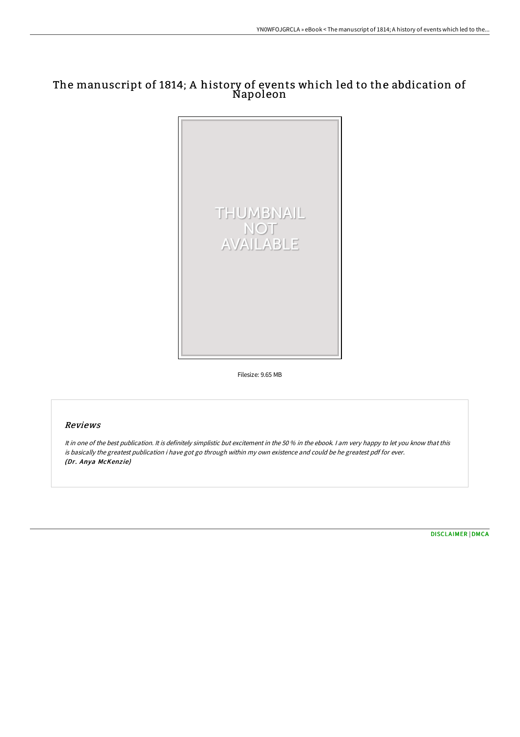# The manuscript of 1814; A history of events which led to the abdication of Napoleon

Filesize: 9.65 MB

## Reviews

*It in one of the best publication. It is definitely simplistic but excitement in the 50 % in the ebook. I am very happy to let you know that this is basically the greatest publication i have got go through within my own existence and could be he greatest pdf for ever.*
***(Dr. Anya McKenzie)***

DISCLAIMER | DMCA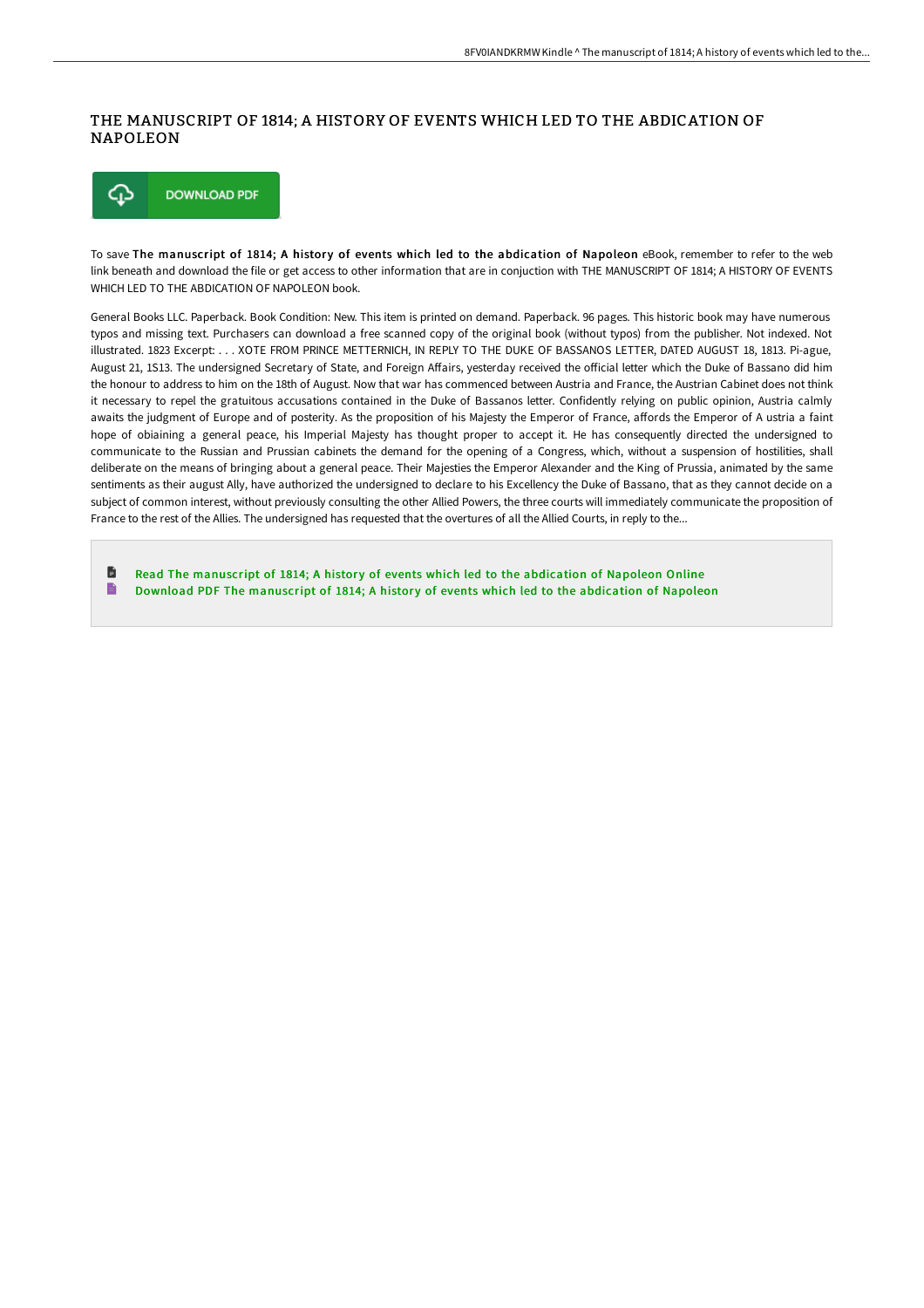# THE MANUSCRIPT OF 1814; A HISTORY OF EVENTS WHICH LED TO THE ABDICATION OF NAPOLEON

DOWNLOAD PDF

To save **The manuscript of 1814; A history of events which led to the abdication of Napoleon** eBook, remember to refer to the web link beneath and download the file or get access to other information that are in conjuction with THE MANUSCRIPT OF 1814; A HISTORY OF EVENTS WHICH LED TO THE ABDICATION OF NAPOLEON book.

General Books LLC. Paperback. Book Condition: New. This item is printed on demand. Paperback. 96 pages. This historic book may have numerous typos and missing text. Purchasers can download a free scanned copy of the original book (without typos) from the publisher. Not indexed. Not illustrated. 1823 Excerpt: . . . XOTE FROM PRINCE METTERNICH, IN REPLY TO THE DUKE OF BASSANOS LETTER, DATED AUGUST 18, 1813. Pi-ague, August 21, 1S13. The undersigned Secretary of State, and Foreign Affairs, yesterday received the official letter which the Duke of Bassano did him the honour to address to him on the 18th of August. Now that war has commenced between Austria and France, the Austrian Cabinet does not think it necessary to repel the gratuitous accusations contained in the Duke of Bassanos letter. Confidently relying on public opinion, Austria calmly awaits the judgment of Europe and of posterity. As the proposition of his Majesty the Emperor of France, affords the Emperor of A ustria a faint hope of obiaining a general peace, his Imperial Majesty has thought proper to accept it. He has consequently directed the undersigned to communicate to the Russian and Prussian cabinets the demand for the opening of a Congress, which, without a suspension of hostilities, shall deliberate on the means of bringing about a general peace. Their Majesties the Emperor Alexander and the King of Prussia, animated by the same sentiments as their august Ally, have authorized the undersigned to declare to his Excellency the Duke of Bassano, that as they cannot decide on a subject of common interest, without previously consulting the other Allied Powers, the three courts will immediately communicate the proposition of France to the rest of the Allies. The undersigned has requested that the overtures of all the Allied Courts, in reply to the...

- Read The manuscript of 1814; A history of events which led to the abdication of Napoleon Online
- Download PDF The manuscript of 1814; A history of events which led to the abdication of Napoleon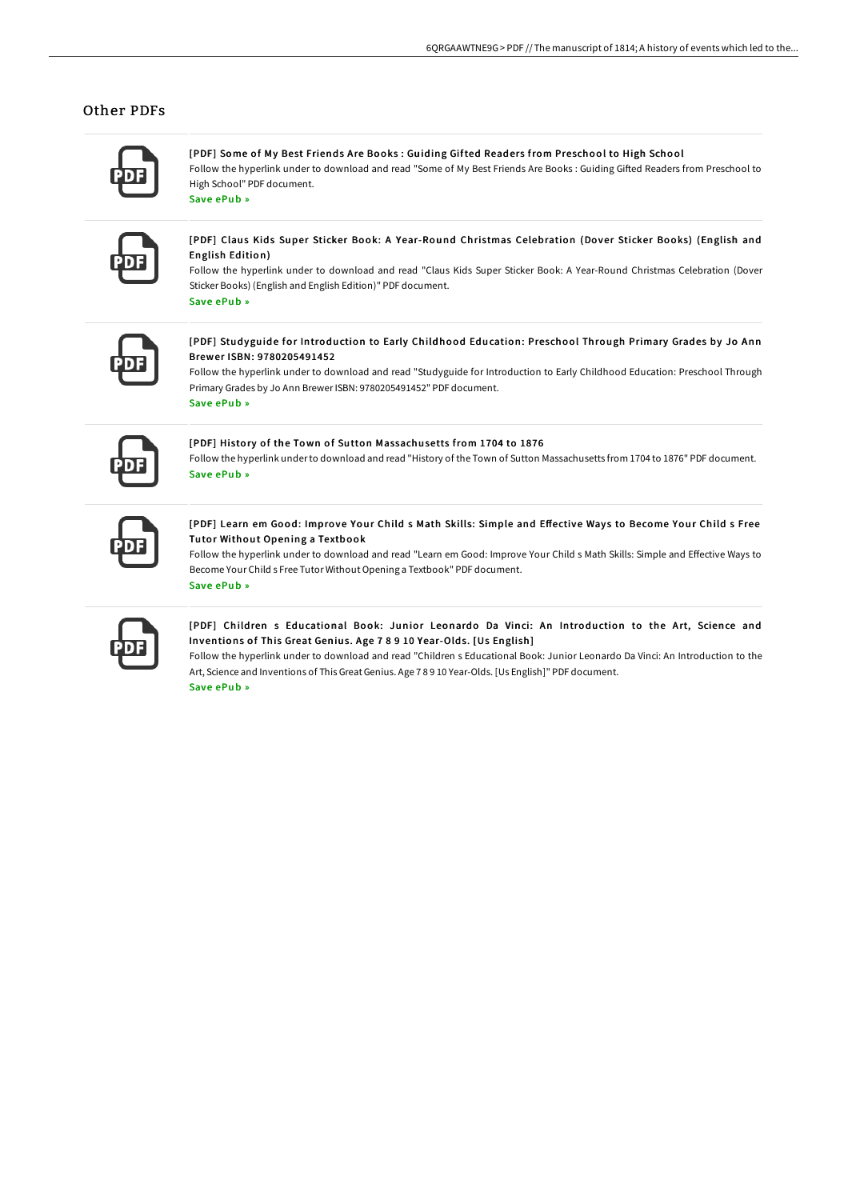## Other PDFs

**[PDF] Some of My Best Friends Are Books : Guiding Gifted Readers from Preschool to High School**

Follow the hyperlink under to download and read "Some of My Best Friends Are Books : Guiding Gifted Readers from Preschool to High School" PDF document.

Save ePub »

**[PDF] Claus Kids Super Sticker Book: A Year-Round Christmas Celebration (Dover Sticker Books) (English and English Edition)**

Follow the hyperlink under to download and read "Claus Kids Super Sticker Book: A Year-Round Christmas Celebration (Dover Sticker Books) (English and English Edition)" PDF document.

Save ePub »

**[PDF] Studyguide for Introduction to Early Childhood Education: Preschool Through Primary Grades by Jo Ann Brewer ISBN: 9780205491452**

Follow the hyperlink under to download and read "Studyguide for Introduction to Early Childhood Education: Preschool Through Primary Grades by Jo Ann Brewer ISBN: 9780205491452" PDF document.

Save ePub »

**[PDF] History of the Town of Sutton Massachusetts from 1704 to 1876**

Follow the hyperlink under to download and read "History of the Town of Sutton Massachusetts from 1704 to 1876" PDF document.

Save ePub »

**[PDF] Learn em Good: Improve Your Child s Math Skills: Simple and Effective Ways to Become Your Child s Free Tutor Without Opening a Textbook**

Follow the hyperlink under to download and read "Learn em Good: Improve Your Child s Math Skills: Simple and Effective Ways to Become Your Child s Free Tutor Without Opening a Textbook" PDF document.

Save ePub »

**[PDF] Children s Educational Book: Junior Leonardo Da Vinci: An Introduction to the Art, Science and Inventions of This Great Genius. Age 7 8 9 10 Year-Olds. [Us English]**

Follow the hyperlink under to download and read "Children s Educational Book: Junior Leonardo Da Vinci: An Introduction to the Art, Science and Inventions of This Great Genius. Age 7 8 9 10 Year-Olds. [Us English]" PDF document.

Save ePub »